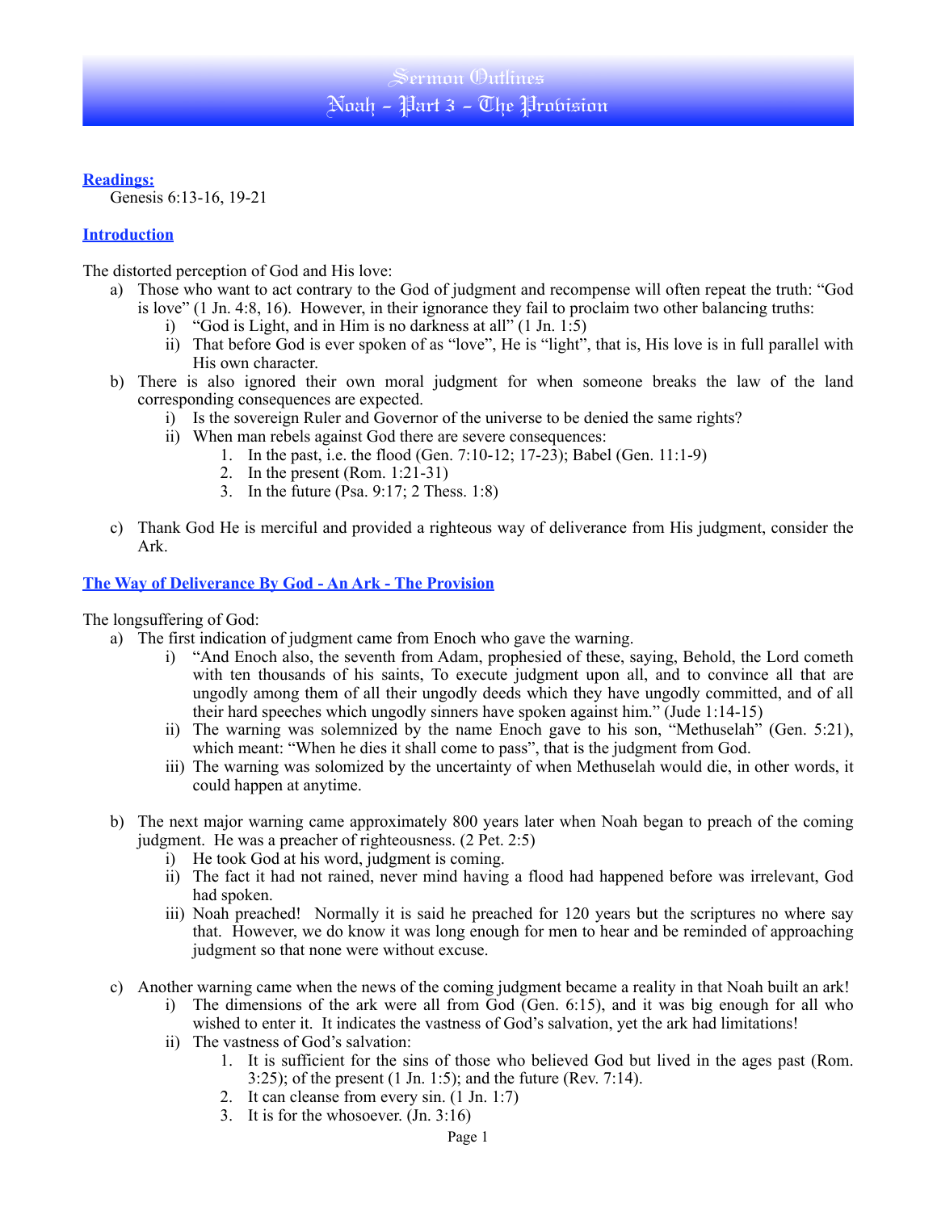# Sermon Outlines
# Noah - Part 3 - The Provision

**Readings:**

Genesis 6:13-16, 19-21

**Introduction**

The distorted perception of God and His love:

a) Those who want to act contrary to the God of judgment and recompense will often repeat the truth: "God is love" (1 Jn. 4:8, 16). However, in their ignorance they fail to proclaim two other balancing truths:
   i) "God is Light, and in Him is no darkness at all" (1 Jn. 1:5)
   ii) That before God is ever spoken of as "love", He is "light", that is, His love is in full parallel with His own character.

b) There is also ignored their own moral judgment for when someone breaks the law of the land corresponding consequences are expected.
   i) Is the sovereign Ruler and Governor of the universe to be denied the same rights?
   ii) When man rebels against God there are severe consequences:
      1. In the past, i.e. the flood (Gen. 7:10-12; 17-23); Babel (Gen. 11:1-9)
      2. In the present (Rom. 1:21-31)
      3. In the future (Psa. 9:17; 2 Thess. 1:8)

c) Thank God He is merciful and provided a righteous way of deliverance from His judgment, consider the Ark.

**The Way of Deliverance By God - An Ark - The Provision**

The longsuffering of God:

a) The first indication of judgment came from Enoch who gave the warning.
   i) "And Enoch also, the seventh from Adam, prophesied of these, saying, Behold, the Lord cometh with ten thousands of his saints, To execute judgment upon all, and to convince all that are ungodly among them of all their ungodly deeds which they have ungodly committed, and of all their hard speeches which ungodly sinners have spoken against him." (Jude 1:14-15)
   ii) The warning was solemnized by the name Enoch gave to his son, "Methuselah" (Gen. 5:21), which meant: "When he dies it shall come to pass", that is the judgment from God.
   iii) The warning was solomized by the uncertainty of when Methuselah would die, in other words, it could happen at anytime.

b) The next major warning came approximately 800 years later when Noah began to preach of the coming judgment. He was a preacher of righteousness. (2 Pet. 2:5)
   i) He took God at his word, judgment is coming.
   ii) The fact it had not rained, never mind having a flood had happened before was irrelevant, God had spoken.
   iii) Noah preached! Normally it is said he preached for 120 years but the scriptures no where say that. However, we do know it was long enough for men to hear and be reminded of approaching judgment so that none were without excuse.

c) Another warning came when the news of the coming judgment became a reality in that Noah built an ark!
   i) The dimensions of the ark were all from God (Gen. 6:15), and it was big enough for all who wished to enter it. It indicates the vastness of God's salvation, yet the ark had limitations!
   ii) The vastness of God's salvation:
      1. It is sufficient for the sins of those who believed God but lived in the ages past (Rom. 3:25); of the present (1 Jn. 1:5); and the future (Rev. 7:14).
      2. It can cleanse from every sin. (1 Jn. 1:7)
      3. It is for the whosoever. (Jn. 3:16)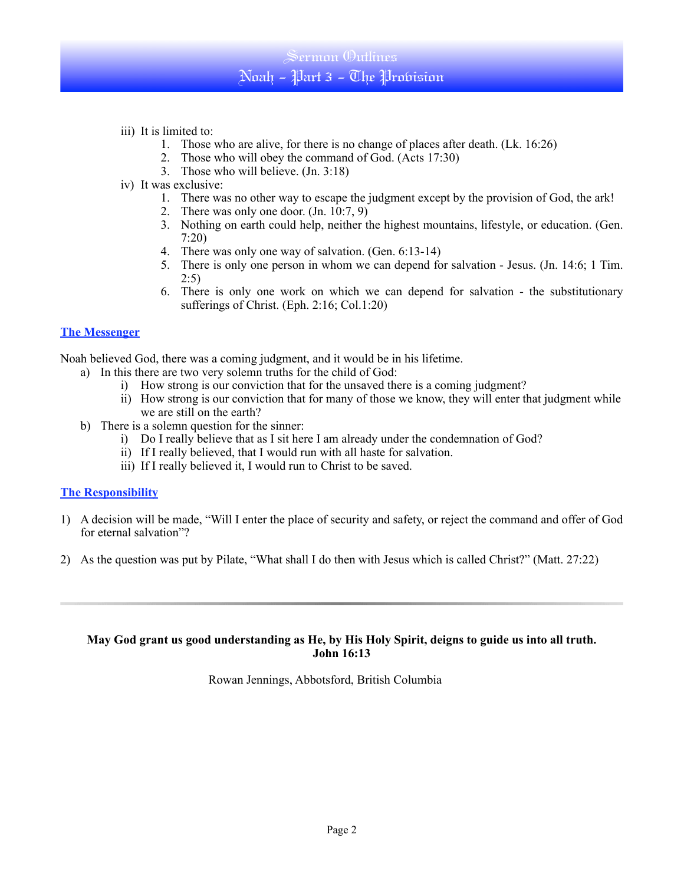iii) It is limited to:
  1. Those who are alive, for there is no change of places after death. (Lk. 16:26)
  2. Those who will obey the command of God. (Acts 17:30)
  3. Those who will believe. (Jn. 3:18)

iv) It was exclusive:
  1. There was no other way to escape the judgment except by the provision of God, the ark!
  2. There was only one door. (Jn. 10:7, 9)
  3. Nothing on earth could help, neither the highest mountains, lifestyle, or education. (Gen. 7:20)
  4. There was only one way of salvation. (Gen. 6:13-14)
  5. There is only one person in whom we can depend for salvation - Jesus. (Jn. 14:6; 1 Tim. 2:5)
  6. There is only one work on which we can depend for salvation - the substitutionary sufferings of Christ. (Eph. 2:16; Col.1:20)

## The Messenger

Noah believed God, there was a coming judgment, and it would be in his lifetime.

a) In this there are two very solemn truths for the child of God:
  i) How strong is our conviction that for the unsaved there is a coming judgment?
  ii) How strong is our conviction that for many of those we know, they will enter that judgment while we are still on the earth?

b) There is a solemn question for the sinner:
  i) Do I really believe that as I sit here I am already under the condemnation of God?
  ii) If I really believed, that I would run with all haste for salvation.
  iii) If I really believed it, I would run to Christ to be saved.

## The Responsibility

1) A decision will be made, "Will I enter the place of security and safety, or reject the command and offer of God for eternal salvation"?

2) As the question was put by Pilate, "What shall I do then with Jesus which is called Christ?" (Matt. 27:22)

---

**May God grant us good understanding as He, by His Holy Spirit, deigns to guide us into all truth. John 16:13**

Rowan Jennings, Abbotsford, British Columbia